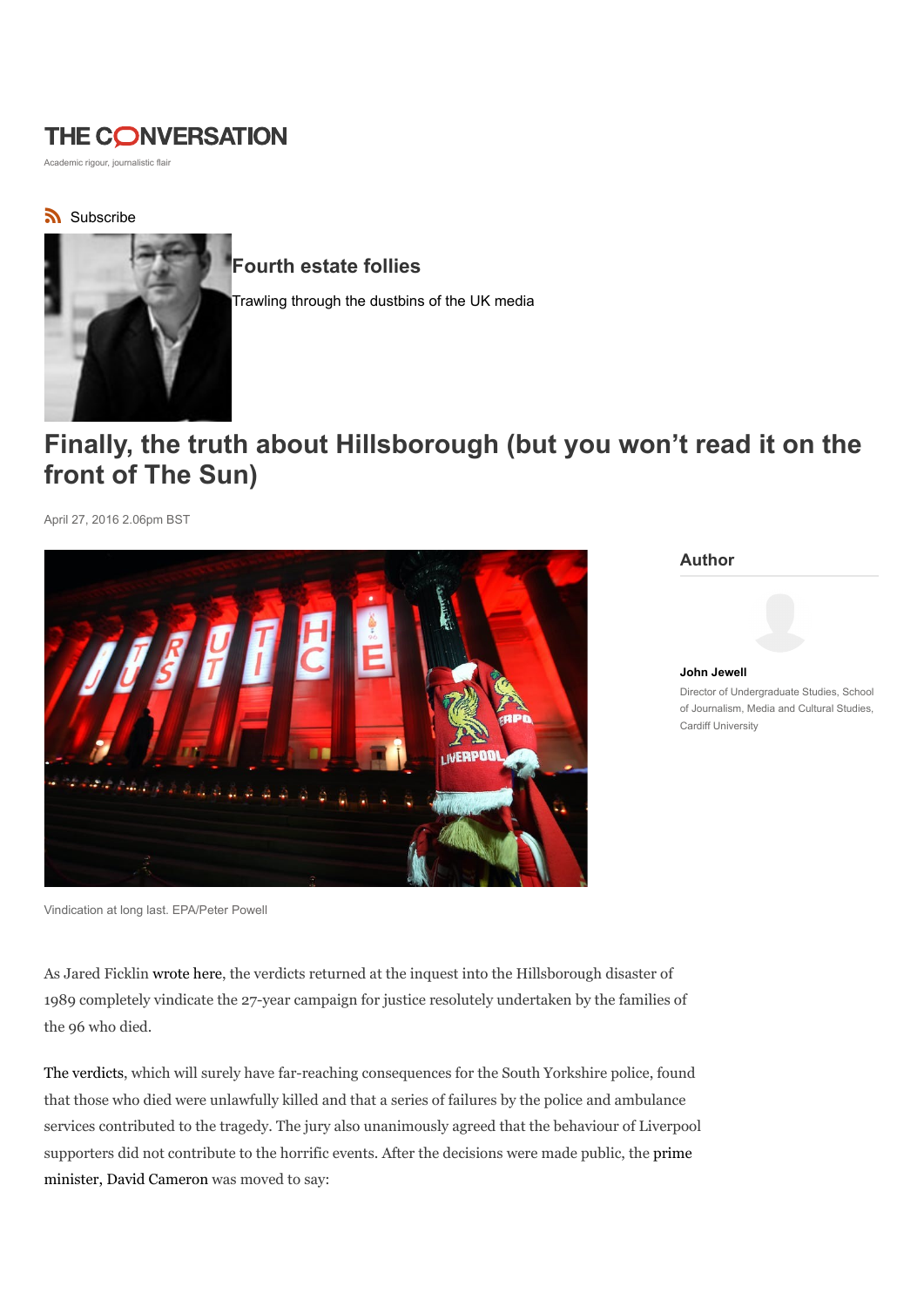THE CONVERSATION

Academic rigour, journalistic flair

Subscribe

## Fourth estate follies

Trawling through the dustbins of the UK media

# Finally, the truth about Hillsborough (but you won't read it on the front of The Sun)

April 27, 2016 2.06pm BST

Vindication at long last. EPA/Peter Powell

## Author

**John Jewell**

Director of Undergraduate Studies, School of Journalism, Media and Cultural Studies, Cardiff University

As Jared Ficklin wrote here, the verdicts returned at the inquest into the Hillsborough disaster of 1989 completely vindicate the 27-year campaign for justice resolutely undertaken by the families of the 96 who died.

The verdicts, which will surely have far-reaching consequences for the South Yorkshire police, found that those who died were unlawfully killed and that a series of failures by the police and ambulance services contributed to the tragedy. The jury also unanimously agreed that the behaviour of Liverpool supporters did not contribute to the horrific events. After the decisions were made public, the prime minister, David Cameron was moved to say: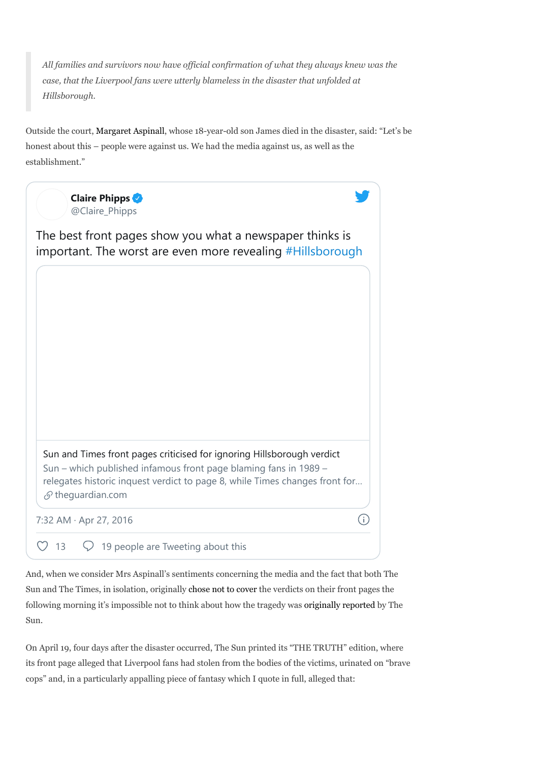> *All families and survivors now have official confirmation of what they always knew was the case, that the Liverpool fans were utterly blameless in the disaster that unfolded at Hillsborough.*

Outside the court, Margaret Aspinall, whose 18-year-old son James died in the disaster, said: "Let's be honest about this – people were against us. We had the media against us, as well as the establishment."

> **Claire Phipps** @Claire_Phipps
>
> The best front pages show you what a newspaper thinks is important. The worst are even more revealing #Hillsborough
>
> Sun and Times front pages criticised for ignoring Hillsborough verdict
> Sun – which published infamous front page blaming fans in 1989 – relegates historic inquest verdict to page 8, while Times changes front for...
> theguardian.com
>
> 7:32 AM · Apr 27, 2016
>
> 13 · 19 people are Tweeting about this

And, when we consider Mrs Aspinall's sentiments concerning the media and the fact that both The Sun and The Times, in isolation, originally chose not to cover the verdicts on their front pages the following morning it's impossible not to think about how the tragedy was originally reported by The Sun.

On April 19, four days after the disaster occurred, The Sun printed its "THE TRUTH" edition, where its front page alleged that Liverpool fans had stolen from the bodies of the victims, urinated on "brave cops" and, in a particularly appalling piece of fantasy which I quote in full, alleged that: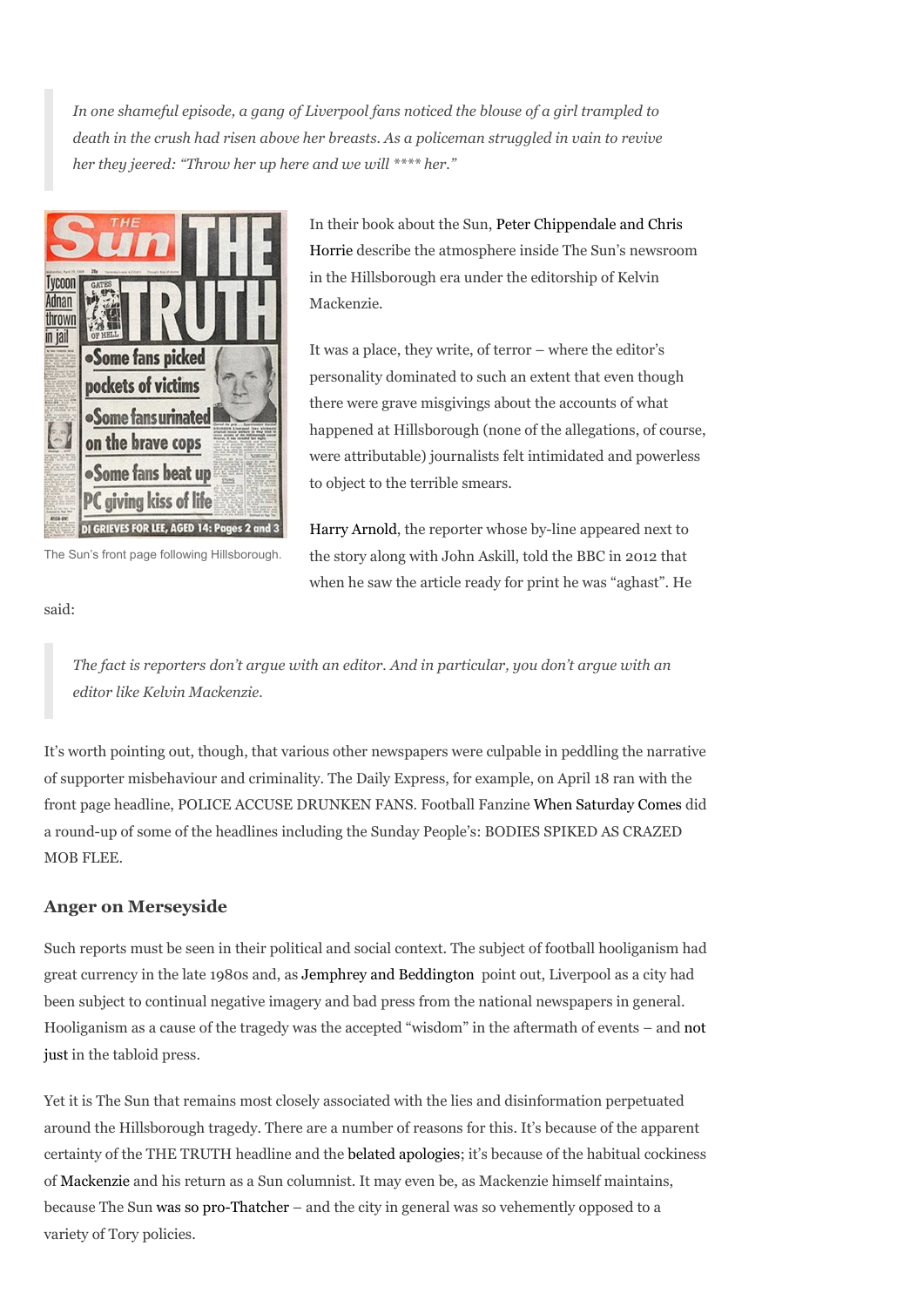> *In one shameful episode, a gang of Liverpool fans noticed the blouse of a girl trampled to death in the crush had risen above her breasts. As a policeman struggled in vain to revive her they jeered: "Throw her up here and we will **** her."*

The Sun's front page following Hillsborough.

In their book about the Sun, Peter Chippendale and Chris Horrie describe the atmosphere inside The Sun's newsroom in the Hillsborough era under the editorship of Kelvin Mackenzie.

It was a place, they write, of terror – where the editor's personality dominated to such an extent that even though there were grave misgivings about the accounts of what happened at Hillsborough (none of the allegations, of course, were attributable) journalists felt intimidated and powerless to object to the terrible smears.

Harry Arnold, the reporter whose by-line appeared next to the story along with John Askill, told the BBC in 2012 that when he saw the article ready for print he was "aghast". He said:

> *The fact is reporters don't argue with an editor. And in particular, you don't argue with an editor like Kelvin Mackenzie.*

It's worth pointing out, though, that various other newspapers were culpable in peddling the narrative of supporter misbehaviour and criminality. The Daily Express, for example, on April 18 ran with the front page headline, POLICE ACCUSE DRUNKEN FANS. Football Fanzine When Saturday Comes did a round-up of some of the headlines including the Sunday People's: BODIES SPIKED AS CRAZED MOB FLEE.

### Anger on Merseyside

Such reports must be seen in their political and social context. The subject of football hooliganism had great currency in the late 1980s and, as Jemphrey and Beddington point out, Liverpool as a city had been subject to continual negative imagery and bad press from the national newspapers in general. Hooliganism as a cause of the tragedy was the accepted "wisdom" in the aftermath of events – and not just in the tabloid press.

Yet it is The Sun that remains most closely associated with the lies and disinformation perpetuated around the Hillsborough tragedy. There are a number of reasons for this. It's because of the apparent certainty of the THE TRUTH headline and the belated apologies; it's because of the habitual cockiness of Mackenzie and his return as a Sun columnist. It may even be, as Mackenzie himself maintains, because The Sun was so pro-Thatcher – and the city in general was so vehemently opposed to a variety of Tory policies.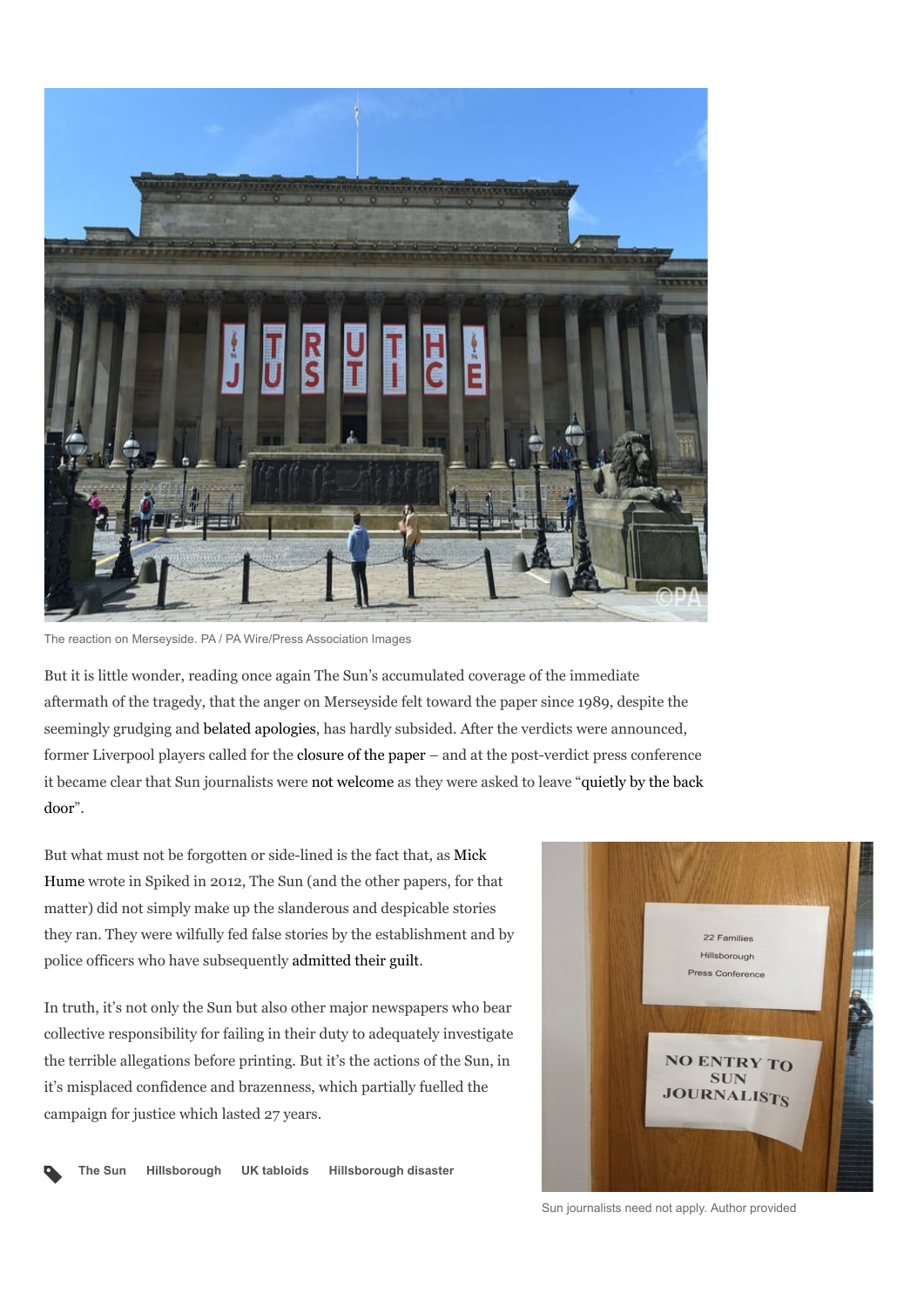The reaction on Merseyside. PA / PA Wire/Press Association Images

But it is little wonder, reading once again The Sun's accumulated coverage of the immediate aftermath of the tragedy, that the anger on Merseyside felt toward the paper since 1989, despite the seemingly grudging and belated apologies, has hardly subsided. After the verdicts were announced, former Liverpool players called for the closure of the paper – and at the post-verdict press conference it became clear that Sun journalists were not welcome as they were asked to leave "quietly by the back door".

But what must not be forgotten or side-lined is the fact that, as Mick Hume wrote in Spiked in 2012, The Sun (and the other papers, for that matter) did not simply make up the slanderous and despicable stories they ran. They were wilfully fed false stories by the establishment and by police officers who have subsequently admitted their guilt.

In truth, it's not only the Sun but also other major newspapers who bear collective responsibility for failing in their duty to adequately investigate the terrible allegations before printing. But it's the actions of the Sun, in it's misplaced confidence and brazenness, which partially fuelled the campaign for justice which lasted 27 years.

Sun journalists need not apply. Author provided

The Sun | Hillsborough | UK tabloids | Hillsborough disaster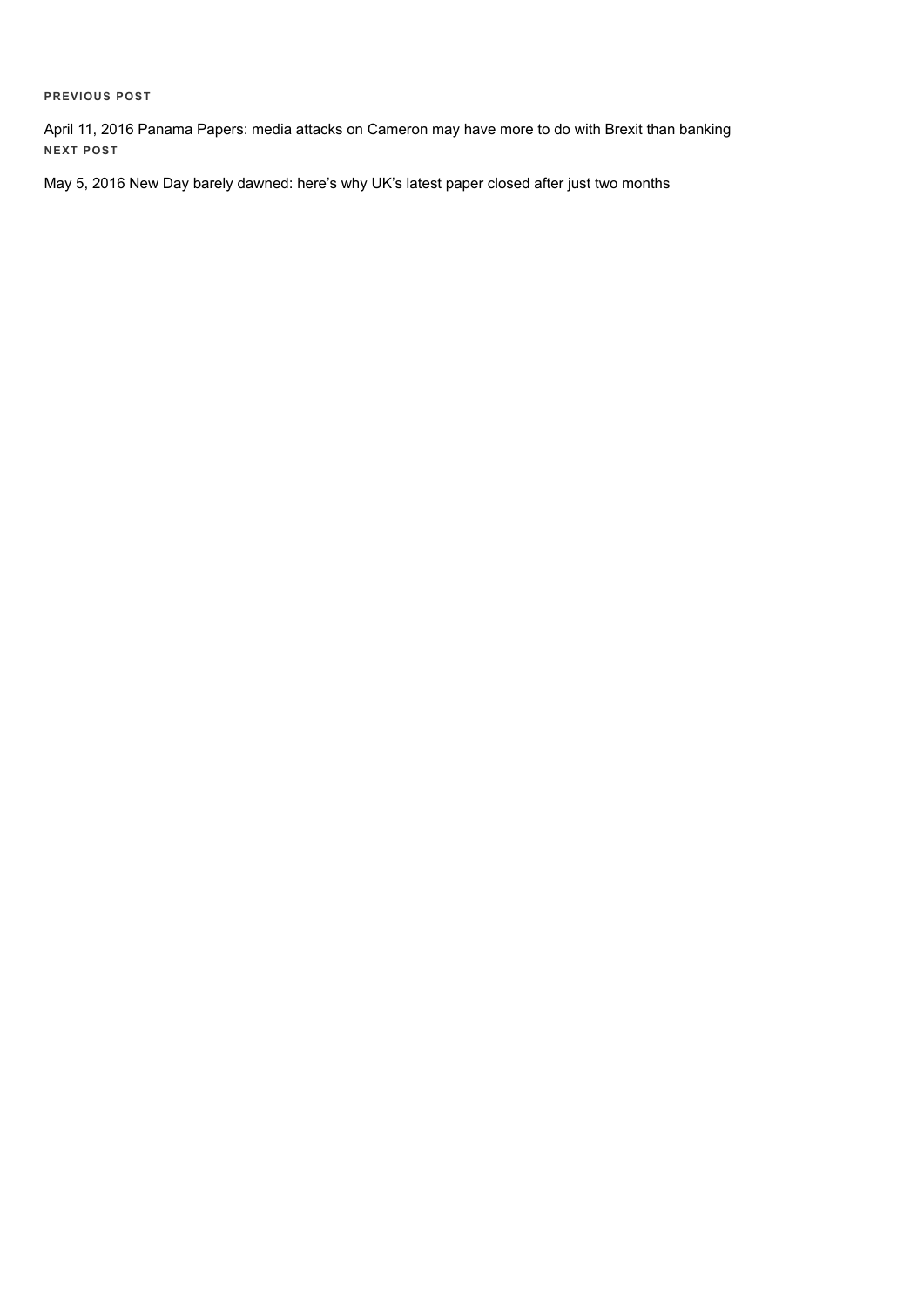**PREVIOUS POST**

April 11, 2016 Panama Papers: media attacks on Cameron may have more to do with Brexit than banking

**NEXT POST**

May 5, 2016 New Day barely dawned: here's why UK's latest paper closed after just two months